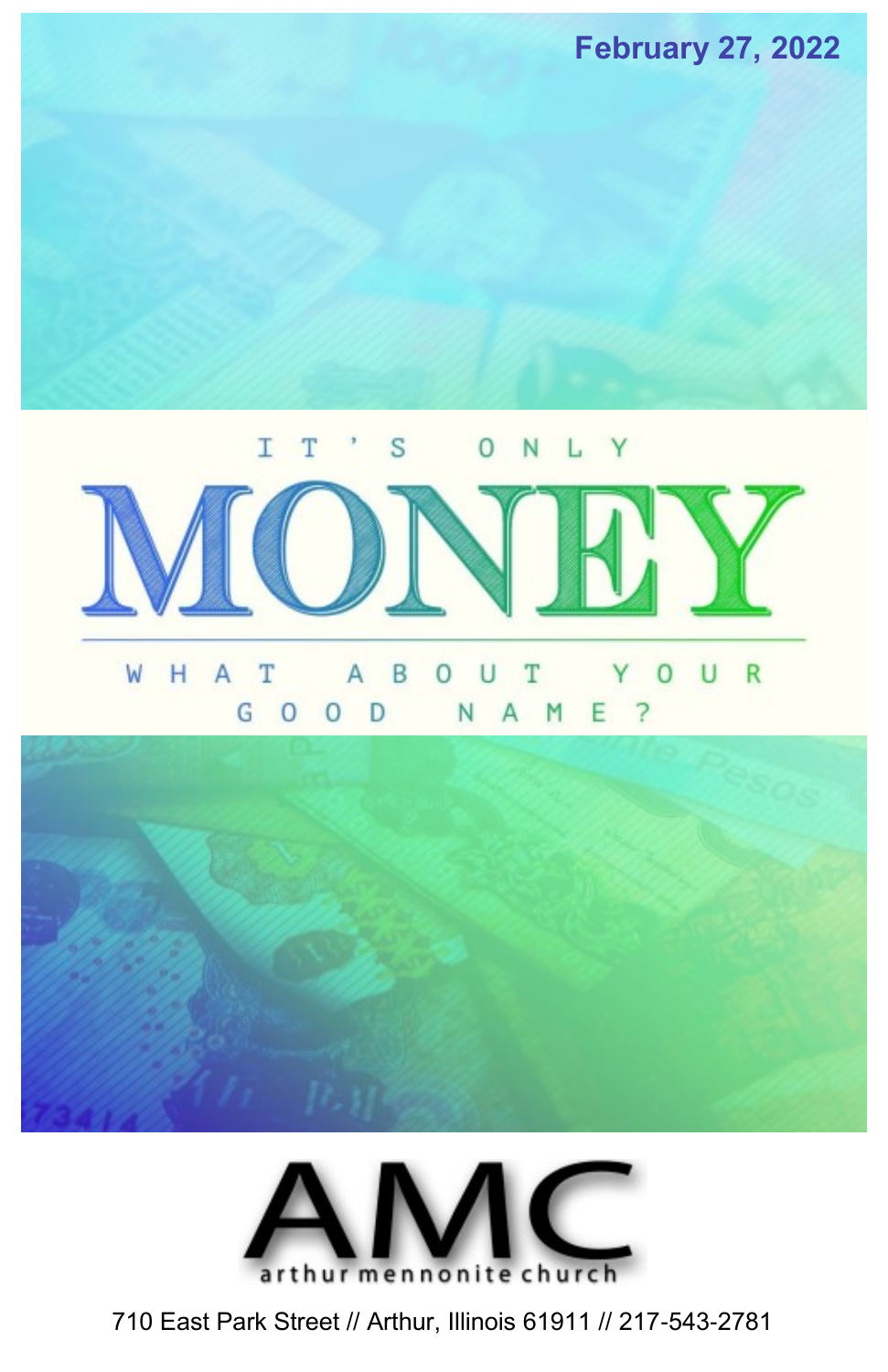February 27, 2022

IT'S ONLY

# MONEY

WHAT ABOUT YOUR GOOD NAME?

# AMC

arthur mennonite church

710 East Park Street // Arthur, Illinois 61911 // 217-543-2781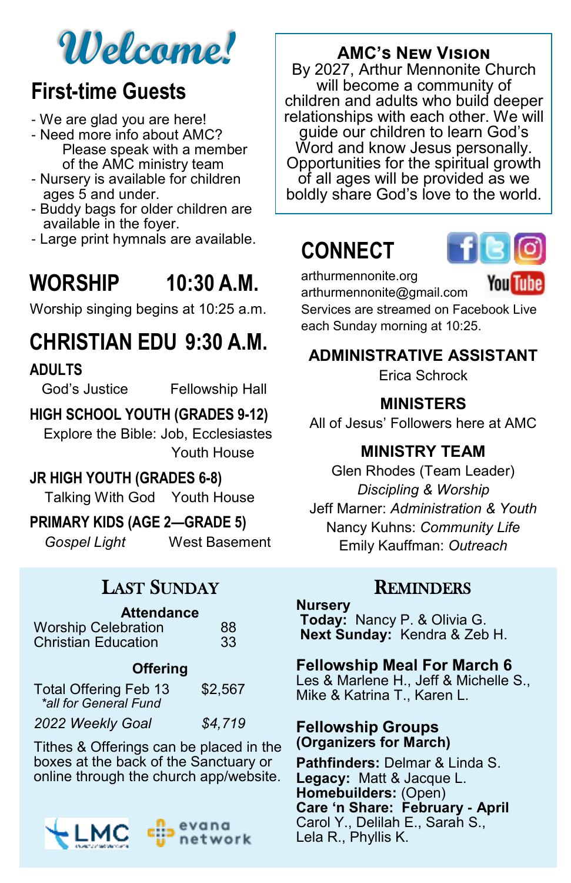# Welcome!

## First-time Guests

- We are glad you are here!
- Need more info about AMC? Please speak with a member of the AMC ministry team
- Nursery is available for children ages 5 and under.
- Buddy bags for older children are available in the foyer.
- Large print hymnals are available.

## WORSHIP 10:30 A.M.

Worship singing begins at 10:25 a.m.

## CHRISTIAN EDU 9:30 A.M.

### ADULTS

God's Justice — Fellowship Hall

### HIGH SCHOOL YOUTH (GRADES 9-12)

Explore the Bible: Job, Ecclesiastes — Youth House

### JR HIGH YOUTH (GRADES 6-8)

Talking With God — Youth House

### PRIMARY KIDS (AGE 2—GRADE 5)

*Gospel Light* — West Basement

## AMC's New Vision

By 2027, Arthur Mennonite Church will become a community of children and adults who build deeper relationships with each other. We will guide our children to learn God's Word and know Jesus personally. Opportunities for the spiritual growth of all ages will be provided as we boldly share God's love to the world.

## CONNECT

arthurmennonite.org
arthurmennonite@gmail.com
Services are streamed on Facebook Live each Sunday morning at 10:25.

### ADMINISTRATIVE ASSISTANT

Erica Schrock

### MINISTERS

All of Jesus' Followers here at AMC

### MINISTRY TEAM

Glen Rhodes (Team Leader)
*Discipling & Worship*
Jeff Marner: *Administration & Youth*
Nancy Kuhns: *Community Life*
Emily Kauffman: *Outreach*

## Last Sunday

**Attendance**

| | |
|---|---|
| Worship Celebration | 88 |
| Christian Education | 33 |

**Offering**

| | |
|---|---|
| Total Offering Feb 13 *\*all for General Fund* | $2,567 |
| *2022 Weekly Goal* | *$4,719* |

Tithes & Offerings can be placed in the boxes at the back of the Sanctuary or online through the church app/website.

LMC — evana network

## Reminders

**Nursery**
**Today:** Nancy P. & Olivia G.
**Next Sunday:** Kendra & Zeb H.

**Fellowship Meal For March 6**
Les & Marlene H., Jeff & Michelle S., Mike & Katrina T., Karen L.

**Fellowship Groups (Organizers for March)**

**Pathfinders:** Delmar & Linda S.
**Legacy:** Matt & Jacque L.
**Homebuilders:** (Open)
**Care 'n Share: February - April**
Carol Y., Delilah E., Sarah S., Lela R., Phyllis K.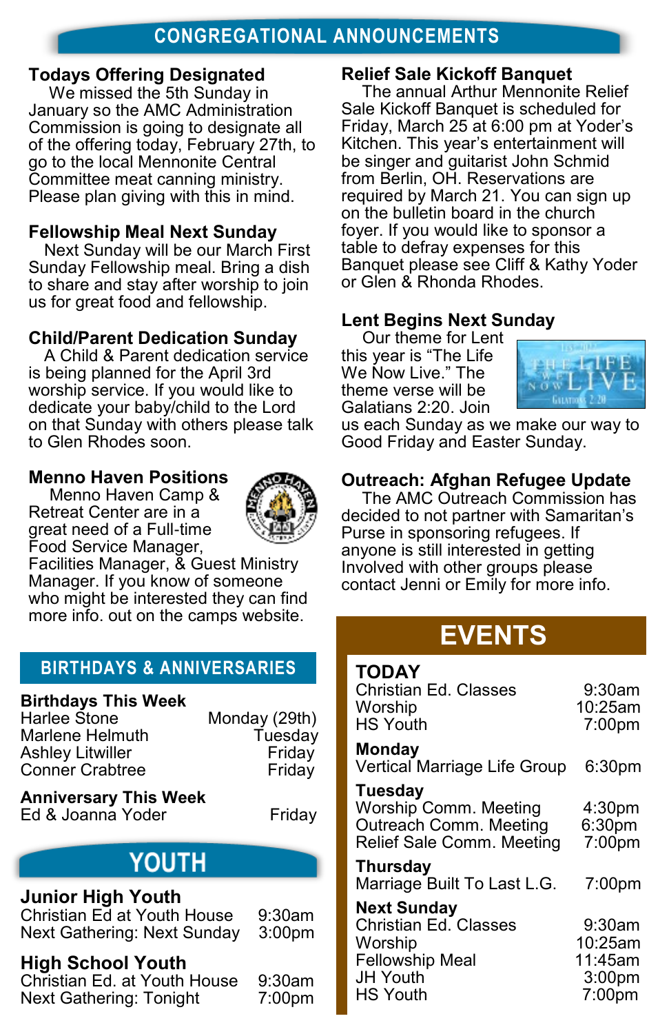# CONGREGATIONAL ANNOUNCEMENTS

### Todays Offering Designated

We missed the 5th Sunday in January so the AMC Administration Commission is going to designate all of the offering today, February 27th, to go to the local Mennonite Central Committee meat canning ministry. Please plan giving with this in mind.

### Fellowship Meal Next Sunday

Next Sunday will be our March First Sunday Fellowship meal. Bring a dish to share and stay after worship to join us for great food and fellowship.

### Child/Parent Dedication Sunday

A Child & Parent dedication service is being planned for the April 3rd worship service. If you would like to dedicate your baby/child to the Lord on that Sunday with others please talk to Glen Rhodes soon.

### Menno Haven Positions

Menno Haven Camp & Retreat Center are in a great need of a Full-time Food Service Manager, Facilities Manager, & Guest Ministry Manager. If you know of someone who might be interested they can find more info. out on the camps website.

### Relief Sale Kickoff Banquet

The annual Arthur Mennonite Relief Sale Kickoff Banquet is scheduled for Friday, March 25 at 6:00 pm at Yoder's Kitchen. This year's entertainment will be singer and guitarist John Schmid from Berlin, OH. Reservations are required by March 21. You can sign up on the bulletin board in the church foyer. If you would like to sponsor a table to defray expenses for this Banquet please see Cliff & Kathy Yoder or Glen & Rhonda Rhodes.

### Lent Begins Next Sunday

Our theme for Lent this year is "The Life We Now Live." The theme verse will be Galatians 2:20. Join us each Sunday as we make our way to Good Friday and Easter Sunday.

### Outreach: Afghan Refugee Update

The AMC Outreach Commission has decided to not partner with Samaritan's Purse in sponsoring refugees. If anyone is still interested in getting Involved with other groups please contact Jenni or Emily for more info.

## BIRTHDAYS & ANNIVERSARIES

**Birthdays This Week**

| | |
|---|---|
| Harlee Stone | Monday (29th) |
| Marlene Helmuth | Tuesday |
| Ashley Litwiller | Friday |
| Conner Crabtree | Friday |

**Anniversary This Week**

| | |
|---|---|
| Ed & Joanna Yoder | Friday |

## YOUTH

**Junior High Youth**

| | |
|---|---|
| Christian Ed at Youth House | 9:30am |
| Next Gathering: Next Sunday | 3:00pm |

**High School Youth**

| | |
|---|---|
| Christian Ed. at Youth House | 9:30am |
| Next Gathering: Tonight | 7:00pm |

## EVENTS

**TODAY**

| | |
|---|---|
| Christian Ed. Classes | 9:30am |
| Worship | 10:25am |
| HS Youth | 7:00pm |

**Monday**

| | |
|---|---|
| Vertical Marriage Life Group | 6:30pm |

**Tuesday**

| | |
|---|---|
| Worship Comm. Meeting | 4:30pm |
| Outreach Comm. Meeting | 6:30pm |
| Relief Sale Comm. Meeting | 7:00pm |

**Thursday**

| | |
|---|---|
| Marriage Built To Last L.G. | 7:00pm |

**Next Sunday**

| | |
|---|---|
| Christian Ed. Classes | 9:30am |
| Worship | 10:25am |
| Fellowship Meal | 11:45am |
| JH Youth | 3:00pm |
| HS Youth | 7:00pm |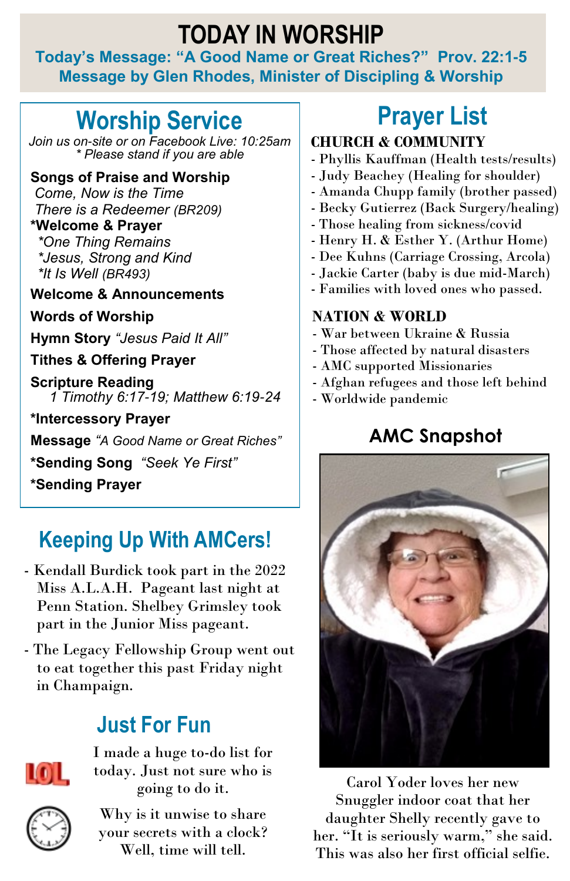# TODAY IN WORSHIP

**Today's Message: "A Good Name or Great Riches?" Prov. 22:1-5**
**Message by Glen Rhodes, Minister of Discipling & Worship**

## Worship Service

*Join us on-site or on Facebook Live: 10:25am*
** Please stand if you are able*

**Songs of Praise and Worship**
*Come, Now is the Time*
*There is a Redeemer* (BR209)

***Welcome & Prayer**
**One Thing Remains*
**Jesus, Strong and Kind*
**It Is Well* (BR493)

**Welcome & Announcements**

**Words of Worship**

**Hymn Story** *"Jesus Paid It All"*

**Tithes & Offering Prayer**

**Scripture Reading**
*1 Timothy 6:17-19; Matthew 6:19-24*

***Intercessory Prayer**

**Message** *"A Good Name or Great Riches"*

***Sending Song** *"Seek Ye First"*

***Sending Prayer**

## Keeping Up With AMCers!

- Kendall Burdick took part in the 2022 Miss A.L.A.H. Pageant last night at Penn Station. Shelbey Grimsley took part in the Junior Miss pageant.
- The Legacy Fellowship Group went out to eat together this past Friday night in Champaign.

## Just For Fun

I made a huge to-do list for today. Just not sure who is going to do it.

Why is it unwise to share your secrets with a clock? Well, time will tell.

## Prayer List

**CHURCH & COMMUNITY**

- Phyllis Kauffman (Health tests/results)
- Judy Beachey (Healing for shoulder)
- Amanda Chupp family (brother passed)
- Becky Gutierrez (Back Surgery/healing)
- Those healing from sickness/covid
- Henry H. & Esther Y. (Arthur Home)
- Dee Kuhns (Carriage Crossing, Arcola)
- Jackie Carter (baby is due mid-March)
- Families with loved ones who passed.

**NATION & WORLD**

- War between Ukraine & Russia
- Those affected by natural disasters
- AMC supported Missionaries
- Afghan refugees and those left behind
- Worldwide pandemic

## AMC Snapshot

Carol Yoder loves her new Snuggler indoor coat that her daughter Shelly recently gave to her. "It is seriously warm," she said. This was also her first official selfie.